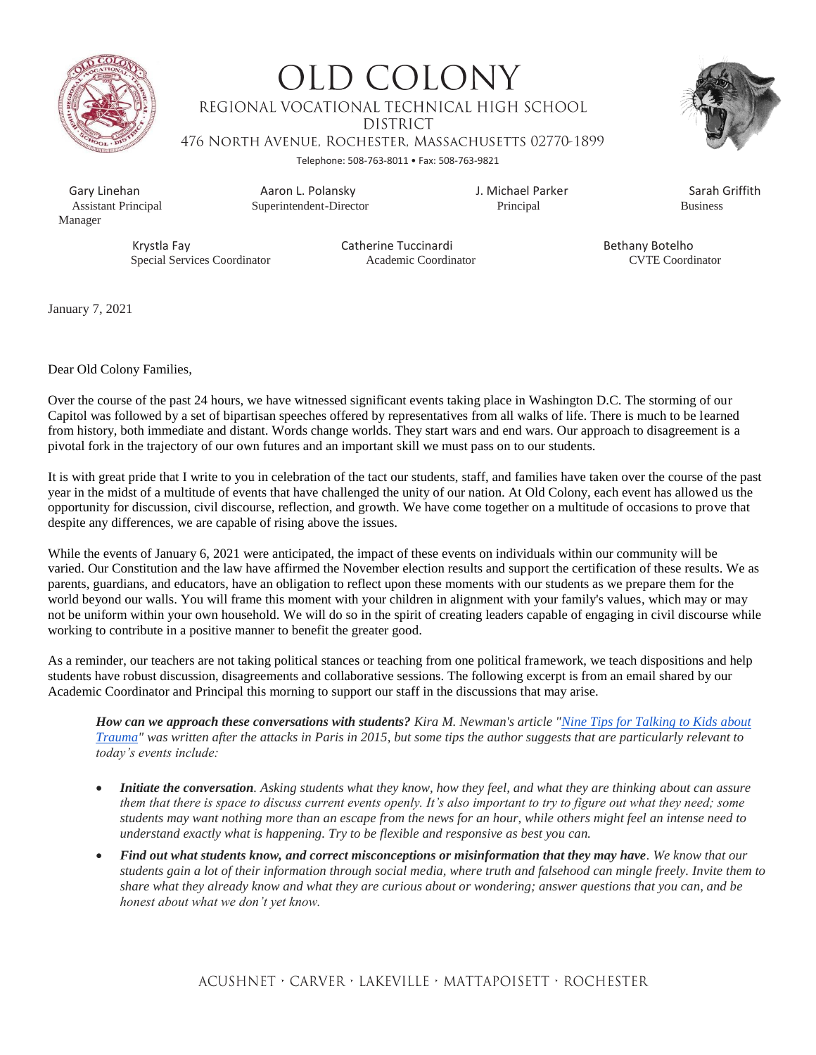# OLD COLONY

REGIONAL VOCATIONAL TECHNICAL HIGH SCHOOL DISTRICT

476 North Avenue, Rochester, Massachusetts 02770-1899

Telephone: 508-763-8011 • Fax: 508-763-9821

Gary Linehan, Assistant Principal
Aaron L. Polansky, Superintendent-Director
J. Michael Parker, Principal
Sarah Griffith, Business Manager

Krystla Fay, Special Services Coordinator
Catherine Tuccinardi, Academic Coordinator
Bethany Botelho, CVTE Coordinator

January 7, 2021

Dear Old Colony Families,

Over the course of the past 24 hours, we have witnessed significant events taking place in Washington D.C. The storming of our Capitol was followed by a set of bipartisan speeches offered by representatives from all walks of life. There is much to be learned from history, both immediate and distant. Words change worlds. They start wars and end wars. Our approach to disagreement is a pivotal fork in the trajectory of our own futures and an important skill we must pass on to our students.

It is with great pride that I write to you in celebration of the tact our students, staff, and families have taken over the course of the past year in the midst of a multitude of events that have challenged the unity of our nation. At Old Colony, each event has allowed us the opportunity for discussion, civil discourse, reflection, and growth. We have come together on a multitude of occasions to prove that despite any differences, we are capable of rising above the issues.

While the events of January 6, 2021 were anticipated, the impact of these events on individuals within our community will be varied. Our Constitution and the law have affirmed the November election results and support the certification of these results. We as parents, guardians, and educators, have an obligation to reflect upon these moments with our students as we prepare them for the world beyond our walls. You will frame this moment with your children in alignment with your family's values, which may or may not be uniform within your own household. We will do so in the spirit of creating leaders capable of engaging in civil discourse while working to contribute in a positive manner to benefit the greater good.

As a reminder, our teachers are not taking political stances or teaching from one political framework, we teach dispositions and help students have robust discussion, disagreements and collaborative sessions. The following excerpt is from an email shared by our Academic Coordinator and Principal this morning to support our staff in the discussions that may arise.

> ***How can we approach these conversations with students?*** *Kira M. Newman's article "Nine Tips for Talking to Kids about Trauma" was written after the attacks in Paris in 2015, but some tips the author suggests that are particularly relevant to today's events include:*
>
> - ***Initiate the conversation****. Asking students what they know, how they feel, and what they are thinking about can assure them that there is space to discuss current events openly. It's also important to try to figure out what they need; some students may want nothing more than an escape from the news for an hour, while others might feel an intense need to understand exactly what is happening. Try to be flexible and responsive as best you can.*
> - ***Find out what students know, and correct misconceptions or misinformation that they may have****. We know that our students gain a lot of their information through social media, where truth and falsehood can mingle freely. Invite them to share what they already know and what they are curious about or wondering; answer questions that you can, and be honest about what we don't yet know.*

ACUSHNET • CARVER • LAKEVILLE • MATTAPOISETT • ROCHESTER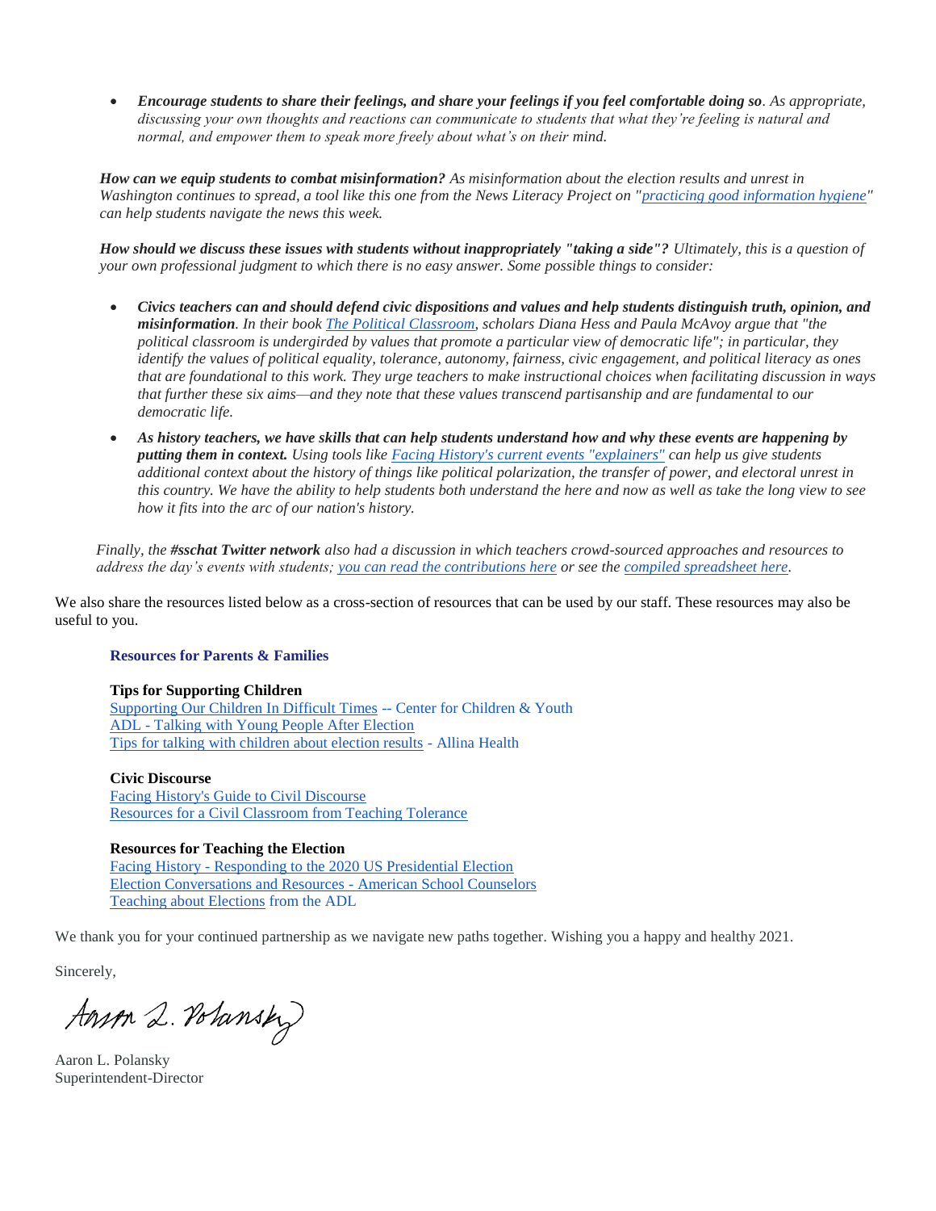- ***Encourage students to share their feelings, and share your feelings if you feel comfortable doing so***. *As appropriate, discussing your own thoughts and reactions can communicate to students that what they're feeling is natural and normal, and empower them to speak more freely about what's on their mind.*

***How can we equip students to combat misinformation?*** *As misinformation about the election results and unrest in Washington continues to spread, a tool like this one from the News Literacy Project on "[practicing good information hygiene]" can help students navigate the news this week.*

***How should we discuss these issues with students without inappropriately "taking a side"?*** *Ultimately, this is a question of your own professional judgment to which there is no easy answer. Some possible things to consider:*

- ***Civics teachers can and should defend civic dispositions and values and help students distinguish truth, opinion, and misinformation****. In their book [The Political Classroom], scholars Diana Hess and Paula McAvoy argue that "the political classroom is undergirded by values that promote a particular view of democratic life"; in particular, they identify the values of political equality, tolerance, autonomy, fairness, civic engagement, and political literacy as ones that are foundational to this work. They urge teachers to make instructional choices when facilitating discussion in ways that further these six aims—and they note that these values transcend partisanship and are fundamental to our democratic life.*
- ***As history teachers, we have skills that can help students understand how and why these events are happening by putting them in context.*** *Using tools like [Facing History's current events "explainers"] can help us give students additional context about the history of things like political polarization, the transfer of power, and electoral unrest in this country. We have the ability to help students both understand the here and now as well as take the long view to see how it fits into the arc of our nation's history.*

*Finally, the* ***#sschat Twitter network*** *also had a discussion in which teachers crowd-sourced approaches and resources to address the day's events with students; [you can read the contributions here] or see the [compiled spreadsheet here].*

We also share the resources listed below as a cross-section of resources that can be used by our staff. These resources may also be useful to you.

**Resources for Parents & Families**

**Tips for Supporting Children**
Supporting Our Children In Difficult Times -- Center for Children & Youth
ADL - Talking with Young People After Election
Tips for talking with children about election results - Allina Health

**Civic Discourse**
Facing History's Guide to Civil Discourse
Resources for a Civil Classroom from Teaching Tolerance

**Resources for Teaching the Election**
Facing History - Responding to the 2020 US Presidential Election
Election Conversations and Resources - American School Counselors
Teaching about Elections from the ADL

We thank you for your continued partnership as we navigate new paths together. Wishing you a happy and healthy 2021.

Sincerely,

Aaron L. Polansky
Superintendent-Director